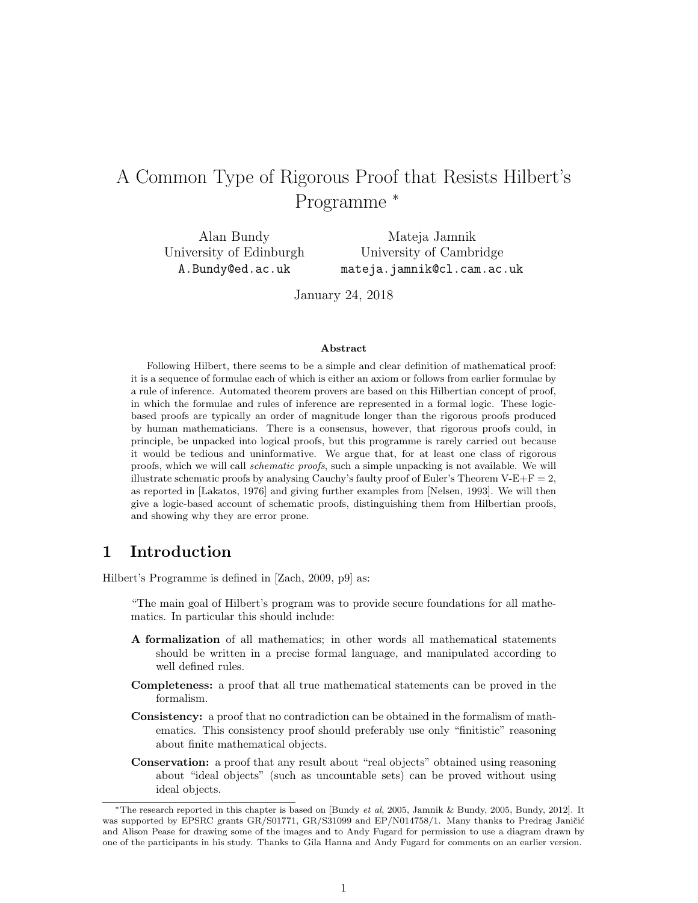# A Common Type of Rigorous Proof that Resists Hilbert's Programme *

Alan Bundy
University of Edinburgh
A.Bundy@ed.ac.uk

Mateja Jamnik
University of Cambridge
mateja.jamnik@cl.cam.ac.uk

January 24, 2018

### Abstract

Following Hilbert, there seems to be a simple and clear definition of mathematical proof: it is a sequence of formulae each of which is either an axiom or follows from earlier formulae by a rule of inference. Automated theorem provers are based on this Hilbertian concept of proof, in which the formulae and rules of inference are represented in a formal logic. These logic-based proofs are typically an order of magnitude longer than the rigorous proofs produced by human mathematicians. There is a consensus, however, that rigorous proofs could, in principle, be unpacked into logical proofs, but this programme is rarely carried out because it would be tedious and uninformative. We argue that, for at least one class of rigorous proofs, which we will call *schematic proofs*, such a simple unpacking is not available. We will illustrate schematic proofs by analysing Cauchy's faulty proof of Euler's Theorem V-E+F = 2, as reported in [Lakatos, 1976] and giving further examples from [Nelsen, 1993]. We will then give a logic-based account of schematic proofs, distinguishing them from Hilbertian proofs, and showing why they are error prone.

## 1 Introduction

Hilbert's Programme is defined in [Zach, 2009, p9] as:

> "The main goal of Hilbert's program was to provide secure foundations for all mathematics. In particular this should include:
>
> **A formalization** of all mathematics; in other words all mathematical statements should be written in a precise formal language, and manipulated according to well defined rules.
>
> **Completeness:** a proof that all true mathematical statements can be proved in the formalism.
>
> **Consistency:** a proof that no contradiction can be obtained in the formalism of mathematics. This consistency proof should preferably use only "finitistic" reasoning about finite mathematical objects.
>
> **Conservation:** a proof that any result about "real objects" obtained using reasoning about "ideal objects" (such as uncountable sets) can be proved without using ideal objects.

*The research reported in this chapter is based on [Bundy *et al*, 2005, Jamnik & Bundy, 2005, Bundy, 2012]. It was supported by EPSRC grants GR/S01771, GR/S31099 and EP/N014758/1. Many thanks to Predrag Janičić and Alison Pease for drawing some of the images and to Andy Fugard for permission to use a diagram drawn by one of the participants in his study. Thanks to Gila Hanna and Andy Fugard for comments on an earlier version.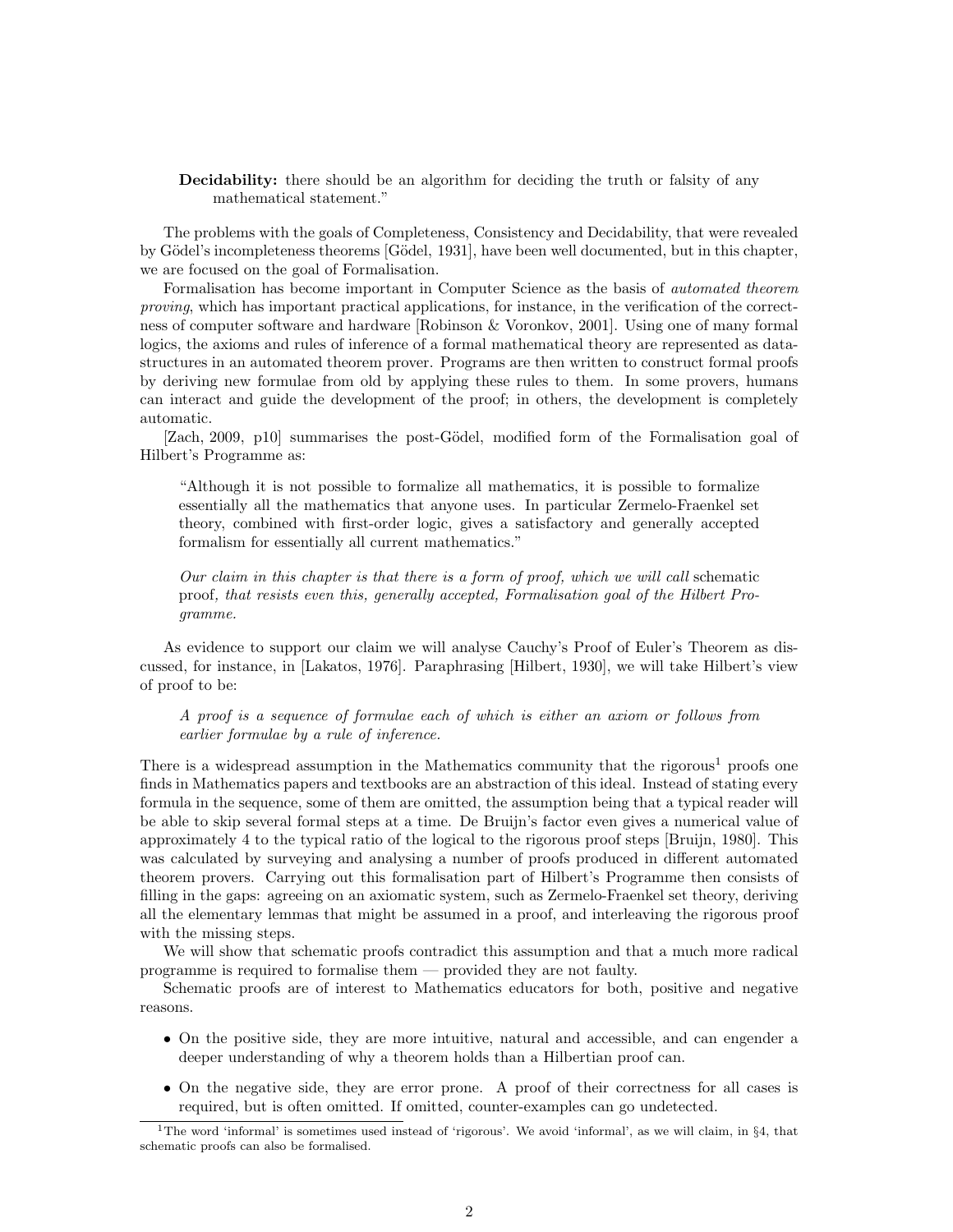**Decidability:** there should be an algorithm for deciding the truth or falsity of any mathematical statement."

The problems with the goals of Completeness, Consistency and Decidability, that were revealed by Gödel's incompleteness theorems [Gödel, 1931], have been well documented, but in this chapter, we are focused on the goal of Formalisation.

Formalisation has become important in Computer Science as the basis of *automated theorem proving*, which has important practical applications, for instance, in the verification of the correctness of computer software and hardware [Robinson & Voronkov, 2001]. Using one of many formal logics, the axioms and rules of inference of a formal mathematical theory are represented as data-structures in an automated theorem prover. Programs are then written to construct formal proofs by deriving new formulae from old by applying these rules to them. In some provers, humans can interact and guide the development of the proof; in others, the development is completely automatic.

[Zach, 2009, p10] summarises the post-Gödel, modified form of the Formalisation goal of Hilbert's Programme as:

> "Although it is not possible to formalize all mathematics, it is possible to formalize essentially all the mathematics that anyone uses. In particular Zermelo-Fraenkel set theory, combined with first-order logic, gives a satisfactory and generally accepted formalism for essentially all current mathematics."

> *Our claim in this chapter is that there is a form of proof, which we will call* schematic proof*, that resists even this, generally accepted, Formalisation goal of the Hilbert Programme.*

As evidence to support our claim we will analyse Cauchy's Proof of Euler's Theorem as discussed, for instance, in [Lakatos, 1976]. Paraphrasing [Hilbert, 1930], we will take Hilbert's view of proof to be:

> *A proof is a sequence of formulae each of which is either an axiom or follows from earlier formulae by a rule of inference.*

There is a widespread assumption in the Mathematics community that the rigorous[1] proofs one finds in Mathematics papers and textbooks are an abstraction of this ideal. Instead of stating every formula in the sequence, some of them are omitted, the assumption being that a typical reader will be able to skip several formal steps at a time. De Bruijn's factor even gives a numerical value of approximately 4 to the typical ratio of the logical to the rigorous proof steps [Bruijn, 1980]. This was calculated by surveying and analysing a number of proofs produced in different automated theorem provers. Carrying out this formalisation part of Hilbert's Programme then consists of filling in the gaps: agreeing on an axiomatic system, such as Zermelo-Fraenkel set theory, deriving all the elementary lemmas that might be assumed in a proof, and interleaving the rigorous proof with the missing steps.

We will show that schematic proofs contradict this assumption and that a much more radical programme is required to formalise them — provided they are not faulty.

Schematic proofs are of interest to Mathematics educators for both, positive and negative reasons.

- On the positive side, they are more intuitive, natural and accessible, and can engender a deeper understanding of why a theorem holds than a Hilbertian proof can.
- On the negative side, they are error prone. A proof of their correctness for all cases is required, but is often omitted. If omitted, counter-examples can go undetected.

[1] The word 'informal' is sometimes used instead of 'rigorous'. We avoid 'informal', as we will claim, in §4, that schematic proofs can also be formalised.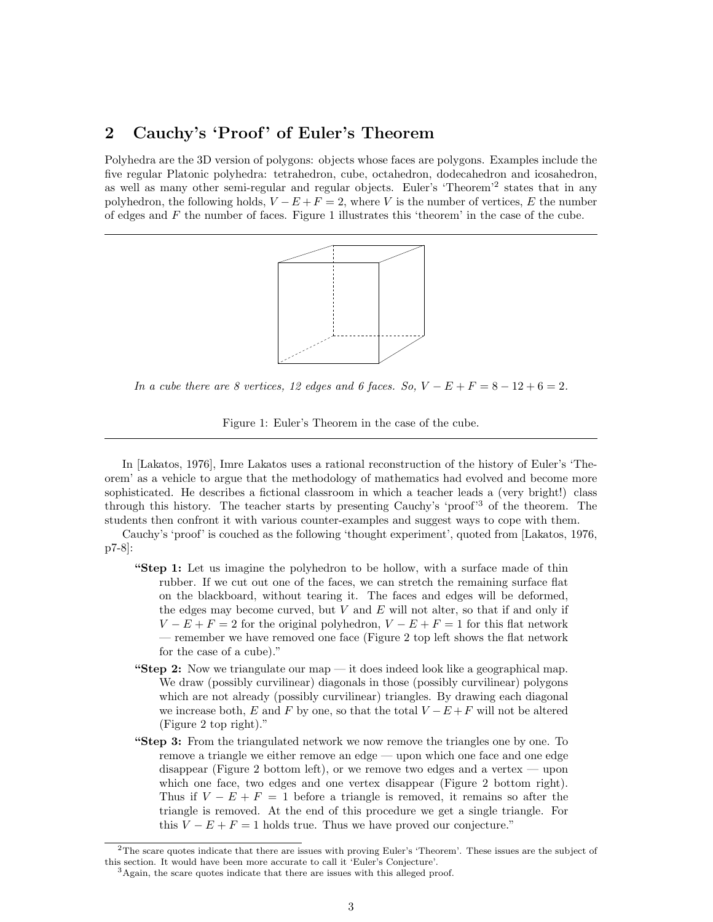## 2 Cauchy's 'Proof' of Euler's Theorem

Polyhedra are the 3D version of polygons: objects whose faces are polygons. Examples include the five regular Platonic polyhedra: tetrahedron, cube, octahedron, dodecahedron and icosahedron, as well as many other semi-regular and regular objects. Euler's 'Theorem'[2] states that in any polyhedron, the following holds, $V - E + F = 2$, where $V$ is the number of vertices, $E$ the number of edges and $F$ the number of faces. Figure 1 illustrates this 'theorem' in the case of the cube.

*In a cube there are 8 vertices, 12 edges and 6 faces. So,* $V - E + F = 8 - 12 + 6 = 2$.

Figure 1: Euler's Theorem in the case of the cube.

In [Lakatos, 1976], Imre Lakatos uses a rational reconstruction of the history of Euler's 'Theorem' as a vehicle to argue that the methodology of mathematics had evolved and become more sophisticated. He describes a fictional classroom in which a teacher leads a (very bright!) class through this history. The teacher starts by presenting Cauchy's 'proof'[3] of the theorem. The students then confront it with various counter-examples and suggest ways to cope with them.

Cauchy's 'proof' is couched as the following 'thought experiment', quoted from [Lakatos, 1976, p7-8]:

> **"Step 1:** Let us imagine the polyhedron to be hollow, with a surface made of thin rubber. If we cut out one of the faces, we can stretch the remaining surface flat on the blackboard, without tearing it. The faces and edges will be deformed, the edges may become curved, but $V$ and $E$ will not alter, so that if and only if $V - E + F = 2$ for the original polyhedron, $V - E + F = 1$ for this flat network — remember we have removed one face (Figure 2 top left shows the flat network for the case of a cube)."
>
> **"Step 2:** Now we triangulate our map — it does indeed look like a geographical map. We draw (possibly curvilinear) diagonals in those (possibly curvilinear) polygons which are not already (possibly curvilinear) triangles. By drawing each diagonal we increase both, $E$ and $F$ by one, so that the total $V - E + F$ will not be altered (Figure 2 top right)."
>
> **"Step 3:** From the triangulated network we now remove the triangles one by one. To remove a triangle we either remove an edge — upon which one face and one edge disappear (Figure 2 bottom left), or we remove two edges and a vertex — upon which one face, two edges and one vertex disappear (Figure 2 bottom right). Thus if $V - E + F = 1$ before a triangle is removed, it remains so after the triangle is removed. At the end of this procedure we get a single triangle. For this $V - E + F = 1$ holds true. Thus we have proved our conjecture."

[2] The scare quotes indicate that there are issues with proving Euler's 'Theorem'. These issues are the subject of this section. It would have been more accurate to call it 'Euler's Conjecture'.

[3] Again, the scare quotes indicate that there are issues with this alleged proof.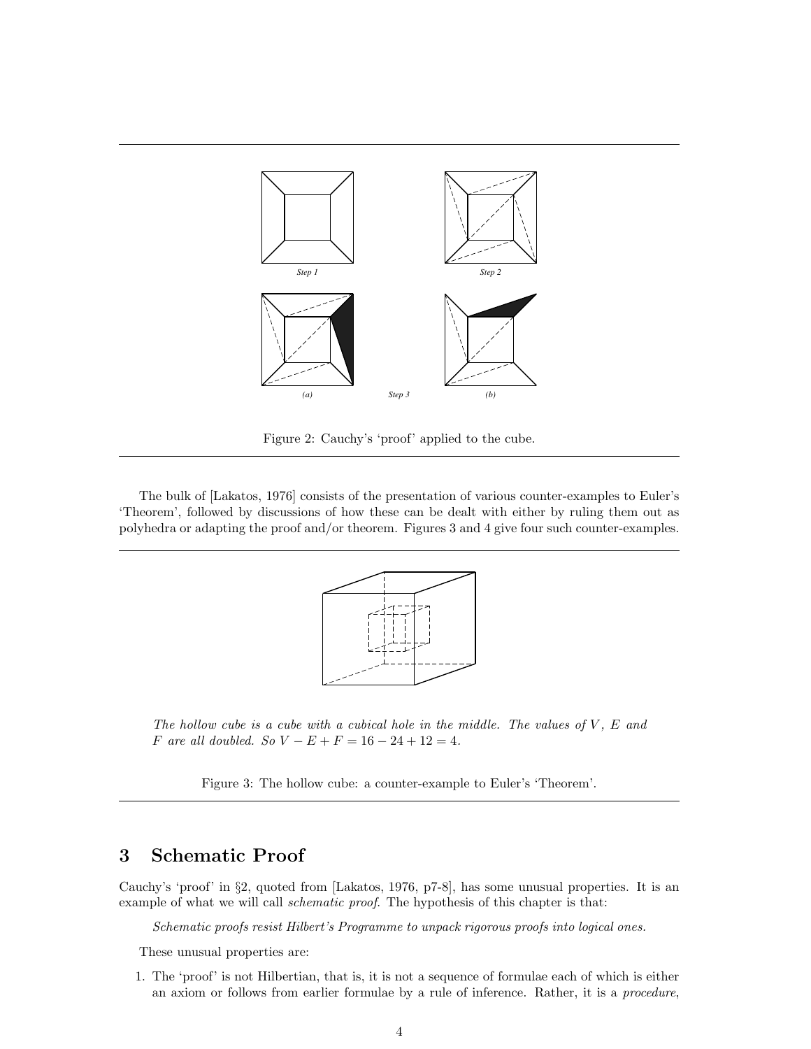Figure 2: Cauchy's 'proof' applied to the cube.

The bulk of [Lakatos, 1976] consists of the presentation of various counter-examples to Euler's 'Theorem', followed by discussions of how these can be dealt with either by ruling them out as polyhedra or adapting the proof and/or theorem. Figures 3 and 4 give four such counter-examples.

*The hollow cube is a cube with a cubical hole in the middle. The values of $V$, $E$ and $F$ are all doubled. So $V - E + F = 16 - 24 + 12 = 4$.*

Figure 3: The hollow cube: a counter-example to Euler's 'Theorem'.

## 3 Schematic Proof

Cauchy's 'proof' in §2, quoted from [Lakatos, 1976, p7-8], has some unusual properties. It is an example of what we will call *schematic proof*. The hypothesis of this chapter is that:

*Schematic proofs resist Hilbert's Programme to unpack rigorous proofs into logical ones.*

These unusual properties are:

1. The 'proof' is not Hilbertian, that is, it is not a sequence of formulae each of which is either an axiom or follows from earlier formulae by a rule of inference. Rather, it is a *procedure*,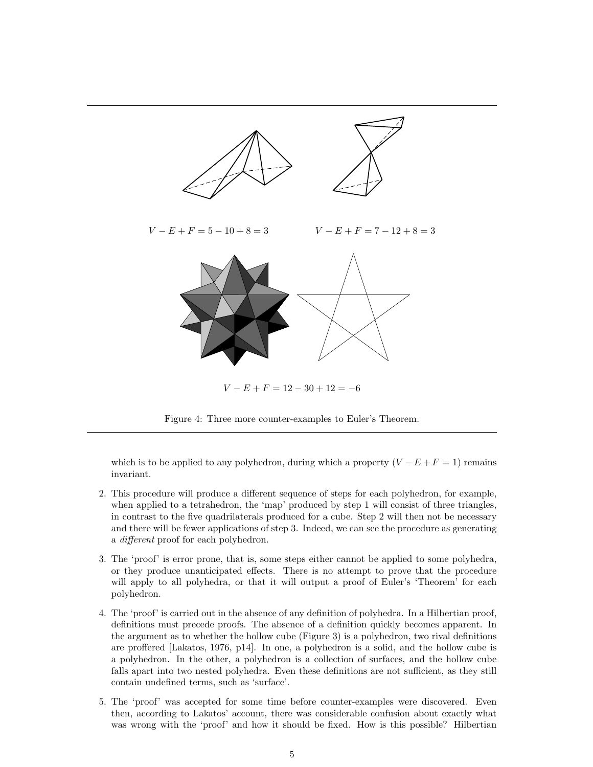$V - E + F = 5 - 10 + 8 = 3$

$V - E + F = 7 - 12 + 8 = 3$

$V - E + F = 12 - 30 + 12 = -6$

Figure 4: Three more counter-examples to Euler's Theorem.

which is to be applied to any polyhedron, during which a property ($V - E + F = 1$) remains invariant.

2. This procedure will produce a different sequence of steps for each polyhedron, for example, when applied to a tetrahedron, the 'map' produced by step 1 will consist of three triangles, in contrast to the five quadrilaterals produced for a cube. Step 2 will then not be necessary and there will be fewer applications of step 3. Indeed, we can see the procedure as generating a *different* proof for each polyhedron.

3. The 'proof' is error prone, that is, some steps either cannot be applied to some polyhedra, or they produce unanticipated effects. There is no attempt to prove that the procedure will apply to all polyhedra, or that it will output a proof of Euler's 'Theorem' for each polyhedron.

4. The 'proof' is carried out in the absence of any definition of polyhedra. In a Hilbertian proof, definitions must precede proofs. The absence of a definition quickly becomes apparent. In the argument as to whether the hollow cube (Figure 3) is a polyhedron, two rival definitions are proffered [Lakatos, 1976, p14]. In one, a polyhedron is a solid, and the hollow cube is a polyhedron. In the other, a polyhedron is a collection of surfaces, and the hollow cube falls apart into two nested polyhedra. Even these definitions are not sufficient, as they still contain undefined terms, such as 'surface'.

5. The 'proof' was accepted for some time before counter-examples were discovered. Even then, according to Lakatos' account, there was considerable confusion about exactly what was wrong with the 'proof' and how it should be fixed. How is this possible? Hilbertian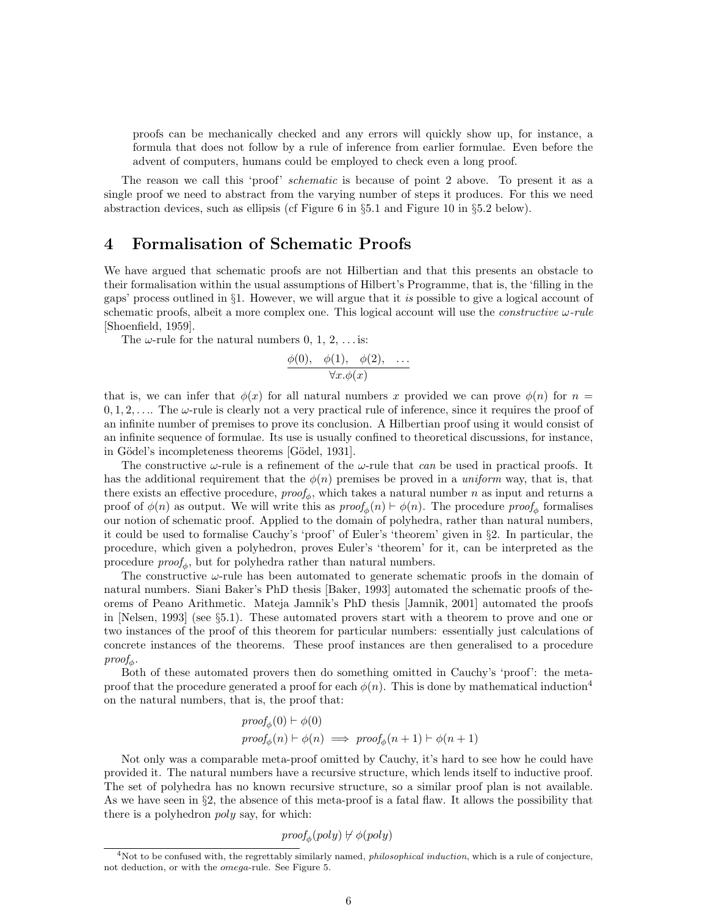proofs can be mechanically checked and any errors will quickly show up, for instance, a formula that does not follow by a rule of inference from earlier formulae. Even before the advent of computers, humans could be employed to check even a long proof.

The reason we call this 'proof' *schematic* is because of point 2 above. To present it as a single proof we need to abstract from the varying number of steps it produces. For this we need abstraction devices, such as ellipsis (cf Figure 6 in §5.1 and Figure 10 in §5.2 below).

# 4 Formalisation of Schematic Proofs

We have argued that schematic proofs are not Hilbertian and that this presents an obstacle to their formalisation within the usual assumptions of Hilbert's Programme, that is, the 'filling in the gaps' process outlined in §1. However, we will argue that it *is* possible to give a logical account of schematic proofs, albeit a more complex one. This logical account will use the *constructive ω-rule* [Shoenfield, 1959].

The ω-rule for the natural numbers 0, 1, 2, ... is:

$$\frac{\phi(0), \quad \phi(1), \quad \phi(2), \quad \ldots}{\forall x. \phi(x)}$$

that is, we can infer that $\phi(x)$ for all natural numbers $x$ provided we can prove $\phi(n)$ for $n = 0, 1, 2, \ldots$. The ω-rule is clearly not a very practical rule of inference, since it requires the proof of an infinite number of premises to prove its conclusion. A Hilbertian proof using it would consist of an infinite sequence of formulae. Its use is usually confined to theoretical discussions, for instance, in Gödel's incompleteness theorems [Gödel, 1931].

The constructive ω-rule is a refinement of the ω-rule that *can* be used in practical proofs. It has the additional requirement that the $\phi(n)$ premises be proved in a *uniform* way, that is, that there exists an effective procedure, $proof_\phi$, which takes a natural number $n$ as input and returns a proof of $\phi(n)$ as output. We will write this as $proof_\phi(n) \vdash \phi(n)$. The procedure $proof_\phi$ formalises our notion of schematic proof. Applied to the domain of polyhedra, rather than natural numbers, it could be used to formalise Cauchy's 'proof' of Euler's 'theorem' given in §2. In particular, the procedure, which given a polyhedron, proves Euler's 'theorem' for it, can be interpreted as the procedure $proof_\phi$, but for polyhedra rather than natural numbers.

The constructive ω-rule has been automated to generate schematic proofs in the domain of natural numbers. Siani Baker's PhD thesis [Baker, 1993] automated the schematic proofs of theorems of Peano Arithmetic. Mateja Jamnik's PhD thesis [Jamnik, 2001] automated the proofs in [Nelsen, 1993] (see §5.1). These automated provers start with a theorem to prove and one or two instances of the proof of this theorem for particular numbers: essentially just calculations of concrete instances of the theorems. These proof instances are then generalised to a procedure $proof_\phi$.

Both of these automated provers then do something omitted in Cauchy's 'proof': the meta-proof that the procedure generated a proof for each $\phi(n)$. This is done by mathematical induction[4] on the natural numbers, that is, the proof that:

$$proof_\phi(0) \vdash \phi(0)$$
$$proof_\phi(n) \vdash \phi(n) \implies proof_\phi(n+1) \vdash \phi(n+1)$$

Not only was a comparable meta-proof omitted by Cauchy, it's hard to see how he could have provided it. The natural numbers have a recursive structure, which lends itself to inductive proof. The set of polyhedra has no known recursive structure, so a similar proof plan is not available. As we have seen in §2, the absence of this meta-proof is a fatal flaw. It allows the possibility that there is a polyhedron *poly* say, for which:

$$proof_\phi(poly) \not\vdash \phi(poly)$$

[4]Not to be confused with, the regrettably similarly named, *philosophical induction*, which is a rule of conjecture, not deduction, or with the *omega*-rule. See Figure 5.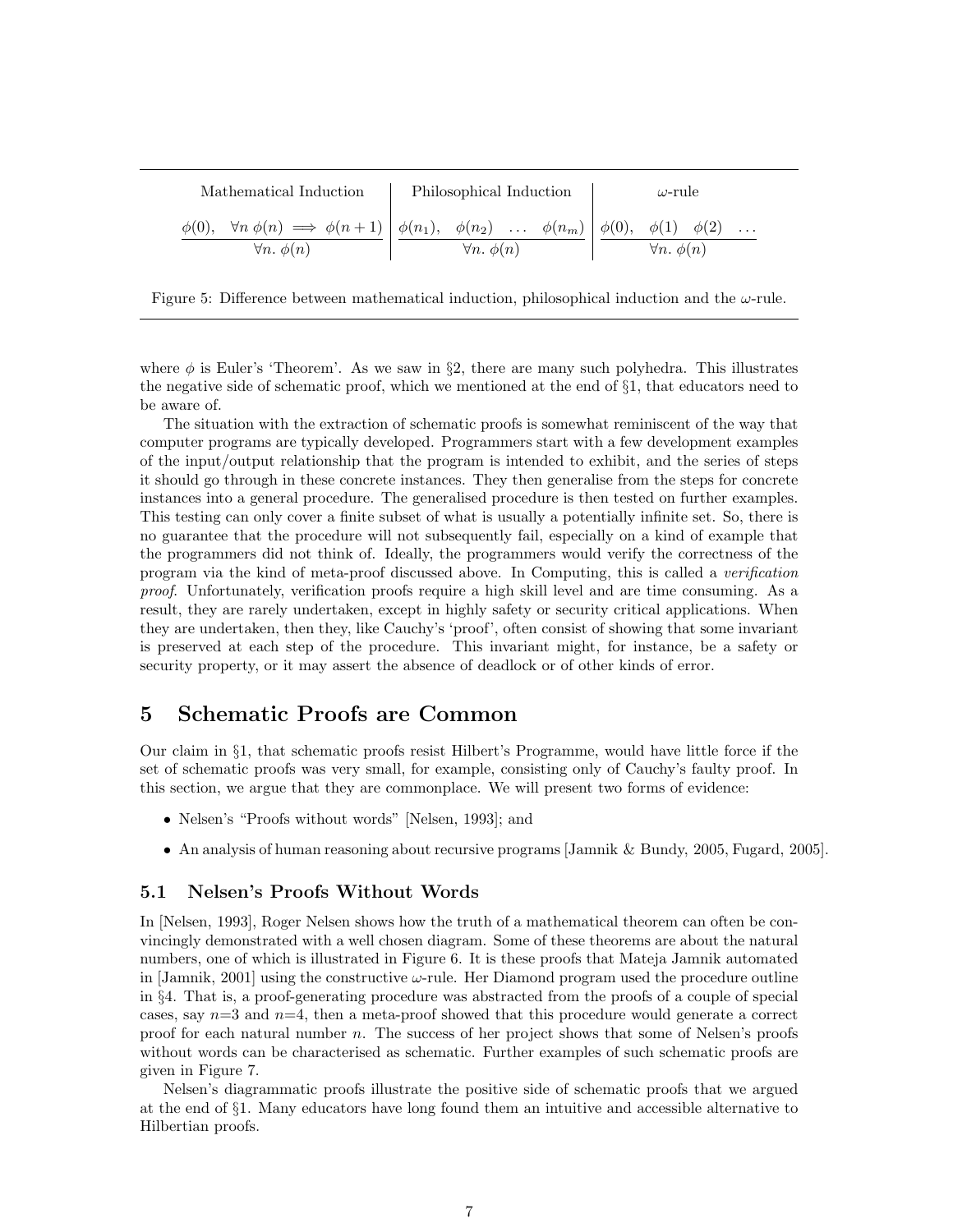| Mathematical Induction | Philosophical Induction | $\omega$-rule |
|---|---|---|
| $\dfrac{\phi(0), \quad \forall n\, \phi(n) \implies \phi(n+1)}{\forall n.\ \phi(n)}$ | $\dfrac{\phi(n_1), \quad \phi(n_2) \quad \dots \quad \phi(n_m)}{\forall n.\ \phi(n)}$ | $\dfrac{\phi(0), \quad \phi(1) \quad \phi(2) \quad \dots}{\forall n.\ \phi(n)}$ |

Figure 5: Difference between mathematical induction, philosophical induction and the $\omega$-rule.

where $\phi$ is Euler's 'Theorem'. As we saw in §2, there are many such polyhedra. This illustrates the negative side of schematic proof, which we mentioned at the end of §1, that educators need to be aware of.

The situation with the extraction of schematic proofs is somewhat reminiscent of the way that computer programs are typically developed. Programmers start with a few development examples of the input/output relationship that the program is intended to exhibit, and the series of steps it should go through in these concrete instances. They then generalise from the steps for concrete instances into a general procedure. The generalised procedure is then tested on further examples. This testing can only cover a finite subset of what is usually a potentially infinite set. So, there is no guarantee that the procedure will not subsequently fail, especially on a kind of example that the programmers did not think of. Ideally, the programmers would verify the correctness of the program via the kind of meta-proof discussed above. In Computing, this is called a *verification proof*. Unfortunately, verification proofs require a high skill level and are time consuming. As a result, they are rarely undertaken, except in highly safety or security critical applications. When they are undertaken, then they, like Cauchy's 'proof', often consist of showing that some invariant is preserved at each step of the procedure. This invariant might, for instance, be a safety or security property, or it may assert the absence of deadlock or of other kinds of error.

# 5 Schematic Proofs are Common

Our claim in §1, that schematic proofs resist Hilbert's Programme, would have little force if the set of schematic proofs was very small, for example, consisting only of Cauchy's faulty proof. In this section, we argue that they are commonplace. We will present two forms of evidence:

- Nelsen's "Proofs without words" [Nelsen, 1993]; and
- An analysis of human reasoning about recursive programs [Jamnik & Bundy, 2005, Fugard, 2005].

## 5.1 Nelsen's Proofs Without Words

In [Nelsen, 1993], Roger Nelsen shows how the truth of a mathematical theorem can often be convincingly demonstrated with a well chosen diagram. Some of these theorems are about the natural numbers, one of which is illustrated in Figure 6. It is these proofs that Mateja Jamnik automated in [Jamnik, 2001] using the constructive $\omega$-rule. Her Diamond program used the procedure outline in §4. That is, a proof-generating procedure was abstracted from the proofs of a couple of special cases, say $n$=3 and $n$=4, then a meta-proof showed that this procedure would generate a correct proof for each natural number $n$. The success of her project shows that some of Nelsen's proofs without words can be characterised as schematic. Further examples of such schematic proofs are given in Figure 7.

Nelsen's diagrammatic proofs illustrate the positive side of schematic proofs that we argued at the end of §1. Many educators have long found them an intuitive and accessible alternative to Hilbertian proofs.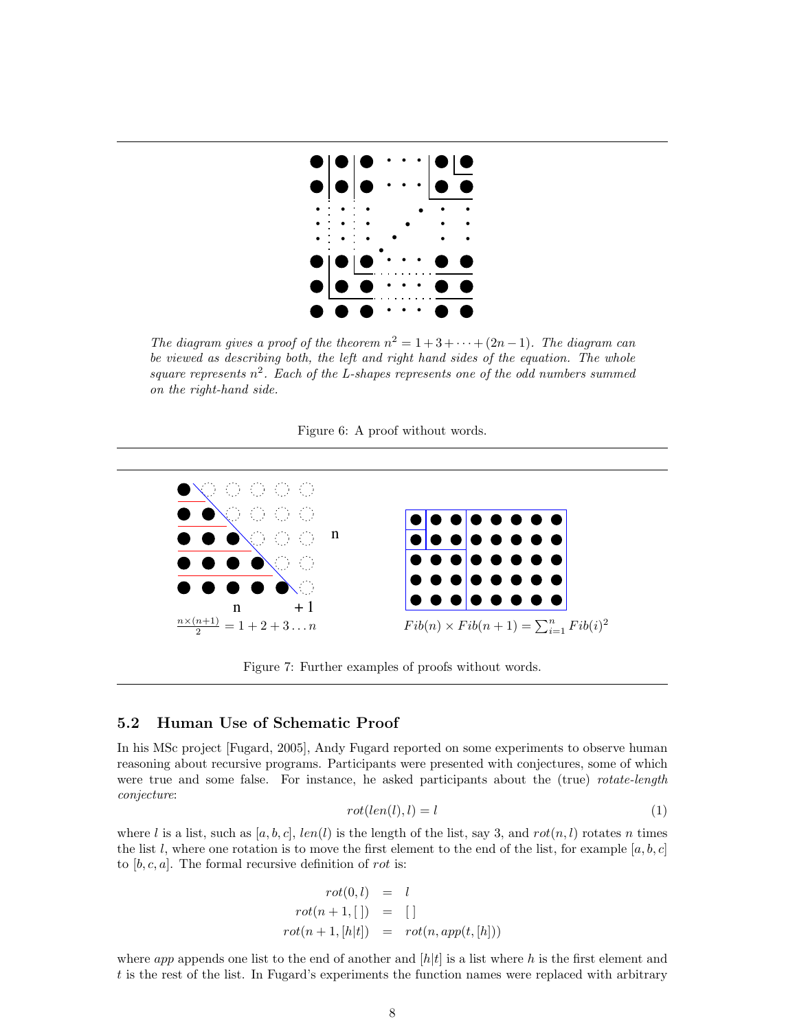*The diagram gives a proof of the theorem $n^2 = 1 + 3 + \cdots + (2n - 1)$. The diagram can be viewed as describing both, the left and right hand sides of the equation. The whole square represents $n^2$. Each of the L-shapes represents one of the odd numbers summed on the right-hand side.*

Figure 6: A proof without words.

$\frac{n \times (n+1)}{2} = 1 + 2 + 3 \ldots n$

$Fib(n) \times Fib(n+1) = \sum_{i=1}^{n} Fib(i)^2$

Figure 7: Further examples of proofs without words.

### 5.2 Human Use of Schematic Proof

In his MSc project [Fugard, 2005], Andy Fugard reported on some experiments to observe human reasoning about recursive programs. Participants were presented with conjectures, some of which were true and some false. For instance, he asked participants about the (true) *rotate-length conjecture*:

$$rot(len(l), l) = l \tag{1}$$

where $l$ is a list, such as $[a, b, c]$, $len(l)$ is the length of the list, say 3, and $rot(n, l)$ rotates $n$ times the list $l$, where one rotation is to move the first element to the end of the list, for example $[a, b, c]$ to $[b, c, a]$. The formal recursive definition of $rot$ is:

$$\begin{aligned} rot(0, l) &= l \\ rot(n + 1, [\,]) &= [\,] \\ rot(n + 1, [h|t]) &= rot(n, app(t, [h])) \end{aligned}$$

where $app$ appends one list to the end of another and $[h|t]$ is a list where $h$ is the first element and $t$ is the rest of the list. In Fugard's experiments the function names were replaced with arbitrary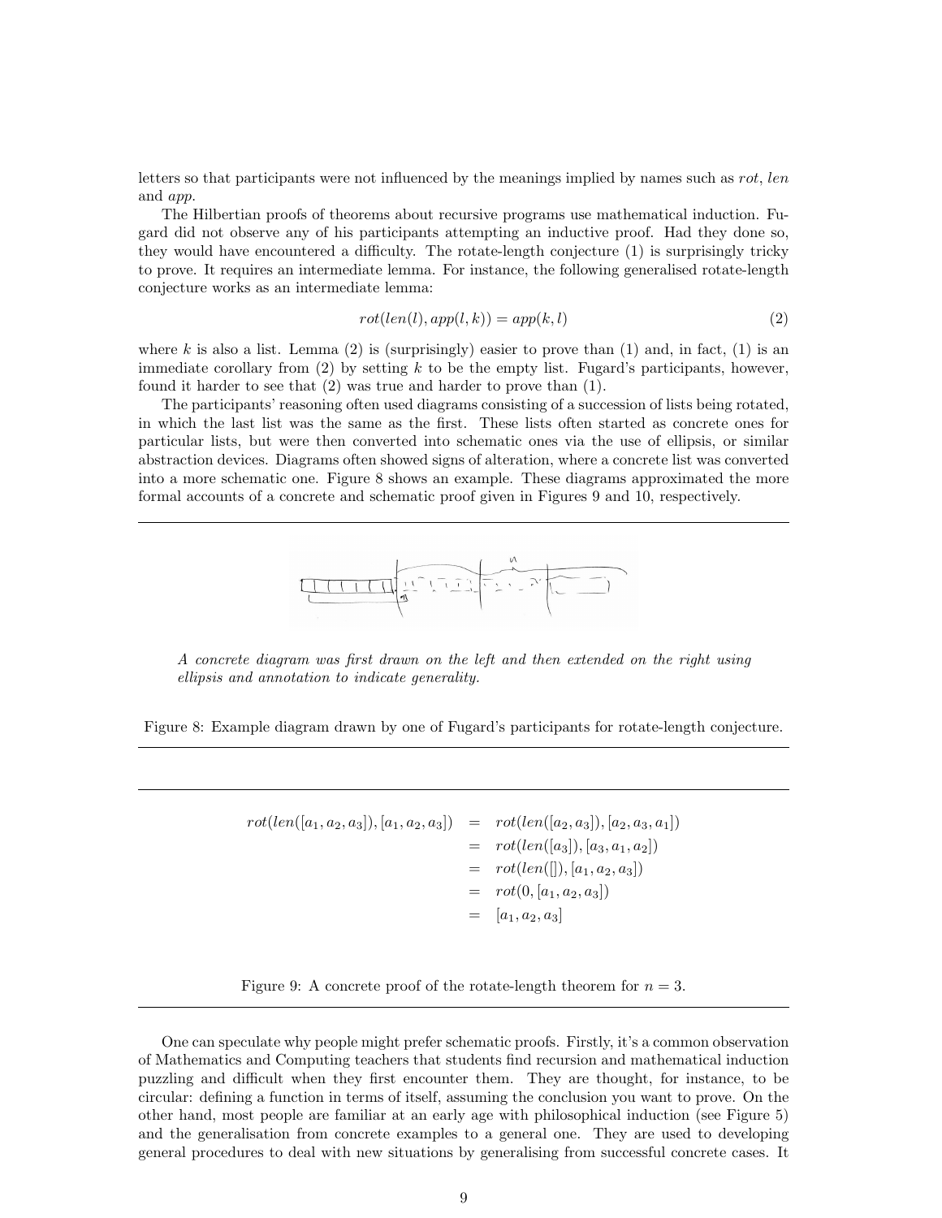letters so that participants were not influenced by the meanings implied by names such as *rot*, *len* and *app*.

The Hilbertian proofs of theorems about recursive programs use mathematical induction. Fugard did not observe any of his participants attempting an inductive proof. Had they done so, they would have encountered a difficulty. The rotate-length conjecture (1) is surprisingly tricky to prove. It requires an intermediate lemma. For instance, the following generalised rotate-length conjecture works as an intermediate lemma:

$$rot(len(l), app(l, k)) = app(k, l) \tag{2}$$

where $k$ is also a list. Lemma (2) is (surprisingly) easier to prove than (1) and, in fact, (1) is an immediate corollary from (2) by setting $k$ to be the empty list. Fugard's participants, however, found it harder to see that (2) was true and harder to prove than (1).

The participants' reasoning often used diagrams consisting of a succession of lists being rotated, in which the last list was the same as the first. These lists often started as concrete ones for particular lists, but were then converted into schematic ones via the use of ellipsis, or similar abstraction devices. Diagrams often showed signs of alteration, where a concrete list was converted into a more schematic one. Figure 8 shows an example. These diagrams approximated the more formal accounts of a concrete and schematic proof given in Figures 9 and 10, respectively.

*A concrete diagram was first drawn on the left and then extended on the right using ellipsis and annotation to indicate generality.*

Figure 8: Example diagram drawn by one of Fugard's participants for rotate-length conjecture.

$$\begin{aligned}
rot(len([a_1, a_2, a_3]), [a_1, a_2, a_3]) &= rot(len([a_2, a_3]), [a_2, a_3, a_1]) \\
&= rot(len([a_3]), [a_3, a_1, a_2]) \\
&= rot(len([]), [a_1, a_2, a_3]) \\
&= rot(0, [a_1, a_2, a_3]) \\
&= [a_1, a_2, a_3]
\end{aligned}$$

Figure 9: A concrete proof of the rotate-length theorem for $n = 3$.

One can speculate why people might prefer schematic proofs. Firstly, it's a common observation of Mathematics and Computing teachers that students find recursion and mathematical induction puzzling and difficult when they first encounter them. They are thought, for instance, to be circular: defining a function in terms of itself, assuming the conclusion you want to prove. On the other hand, most people are familiar at an early age with philosophical induction (see Figure 5) and the generalisation from concrete examples to a general one. They are used to developing general procedures to deal with new situations by generalising from successful concrete cases. It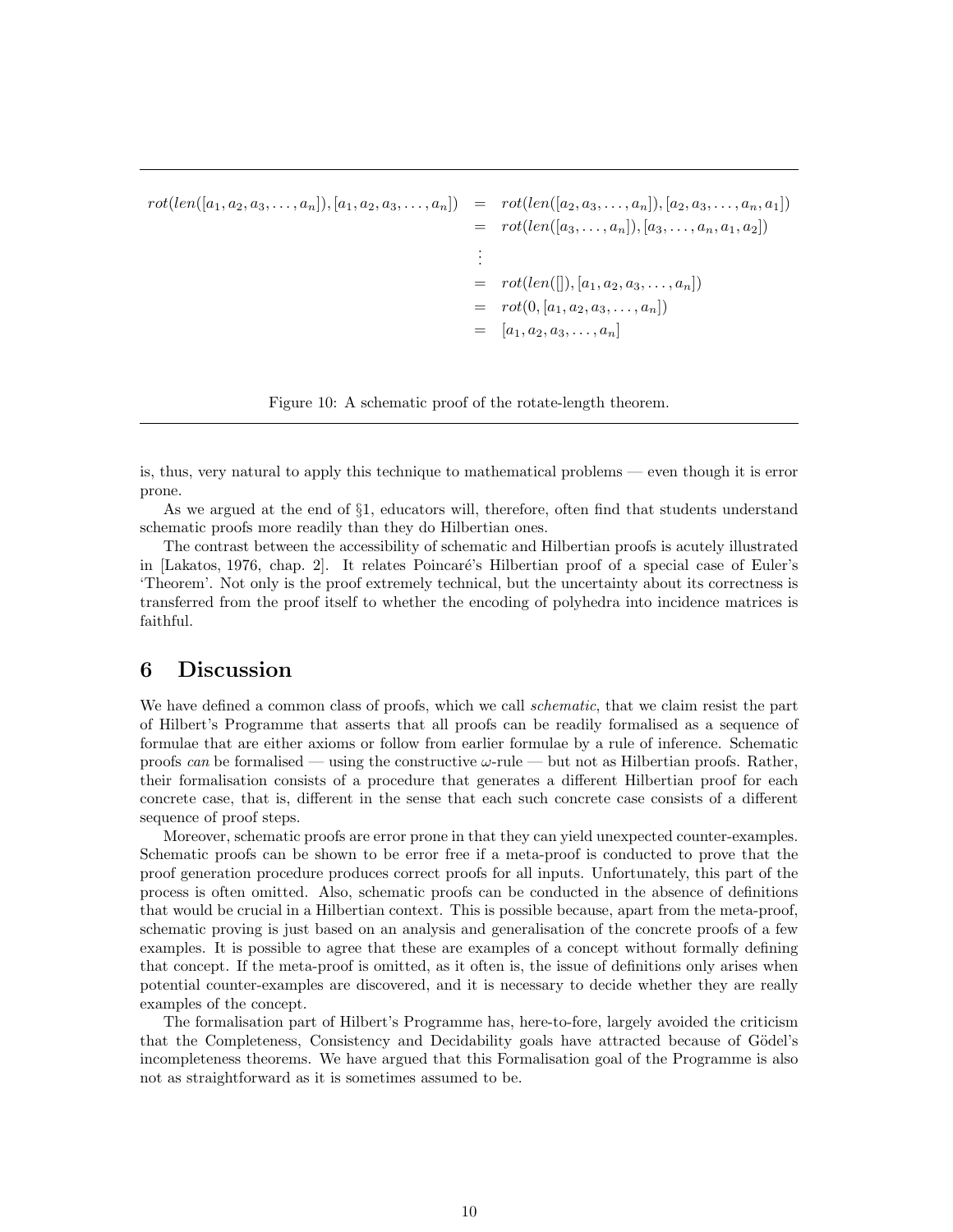$$
\begin{aligned}
rot(len([a_1, a_2, a_3, \ldots, a_n]), [a_1, a_2, a_3, \ldots, a_n]) &= rot(len([a_2, a_3, \ldots, a_n]), [a_2, a_3, \ldots, a_n, a_1]) \\
&= rot(len([a_3, \ldots, a_n]), [a_3, \ldots, a_n, a_1, a_2]) \\
&\vdots \\
&= rot(len([]), [a_1, a_2, a_3, \ldots, a_n]) \\
&= rot(0, [a_1, a_2, a_3, \ldots, a_n]) \\
&= [a_1, a_2, a_3, \ldots, a_n]
\end{aligned}
$$

Figure 10: A schematic proof of the rotate-length theorem.

is, thus, very natural to apply this technique to mathematical problems — even though it is error prone.

As we argued at the end of §1, educators will, therefore, often find that students understand schematic proofs more readily than they do Hilbertian ones.

The contrast between the accessibility of schematic and Hilbertian proofs is acutely illustrated in [Lakatos, 1976, chap. 2]. It relates Poincaré's Hilbertian proof of a special case of Euler's 'Theorem'. Not only is the proof extremely technical, but the uncertainty about its correctness is transferred from the proof itself to whether the encoding of polyhedra into incidence matrices is faithful.

# 6 Discussion

We have defined a common class of proofs, which we call *schematic*, that we claim resist the part of Hilbert's Programme that asserts that all proofs can be readily formalised as a sequence of formulae that are either axioms or follow from earlier formulae by a rule of inference. Schematic proofs *can* be formalised — using the constructive $\omega$-rule — but not as Hilbertian proofs. Rather, their formalisation consists of a procedure that generates a different Hilbertian proof for each concrete case, that is, different in the sense that each such concrete case consists of a different sequence of proof steps.

Moreover, schematic proofs are error prone in that they can yield unexpected counter-examples. Schematic proofs can be shown to be error free if a meta-proof is conducted to prove that the proof generation procedure produces correct proofs for all inputs. Unfortunately, this part of the process is often omitted. Also, schematic proofs can be conducted in the absence of definitions that would be crucial in a Hilbertian context. This is possible because, apart from the meta-proof, schematic proving is just based on an analysis and generalisation of the concrete proofs of a few examples. It is possible to agree that these are examples of a concept without formally defining that concept. If the meta-proof is omitted, as it often is, the issue of definitions only arises when potential counter-examples are discovered, and it is necessary to decide whether they are really examples of the concept.

The formalisation part of Hilbert's Programme has, here-to-fore, largely avoided the criticism that the Completeness, Consistency and Decidability goals have attracted because of Gödel's incompleteness theorems. We have argued that this Formalisation goal of the Programme is also not as straightforward as it is sometimes assumed to be.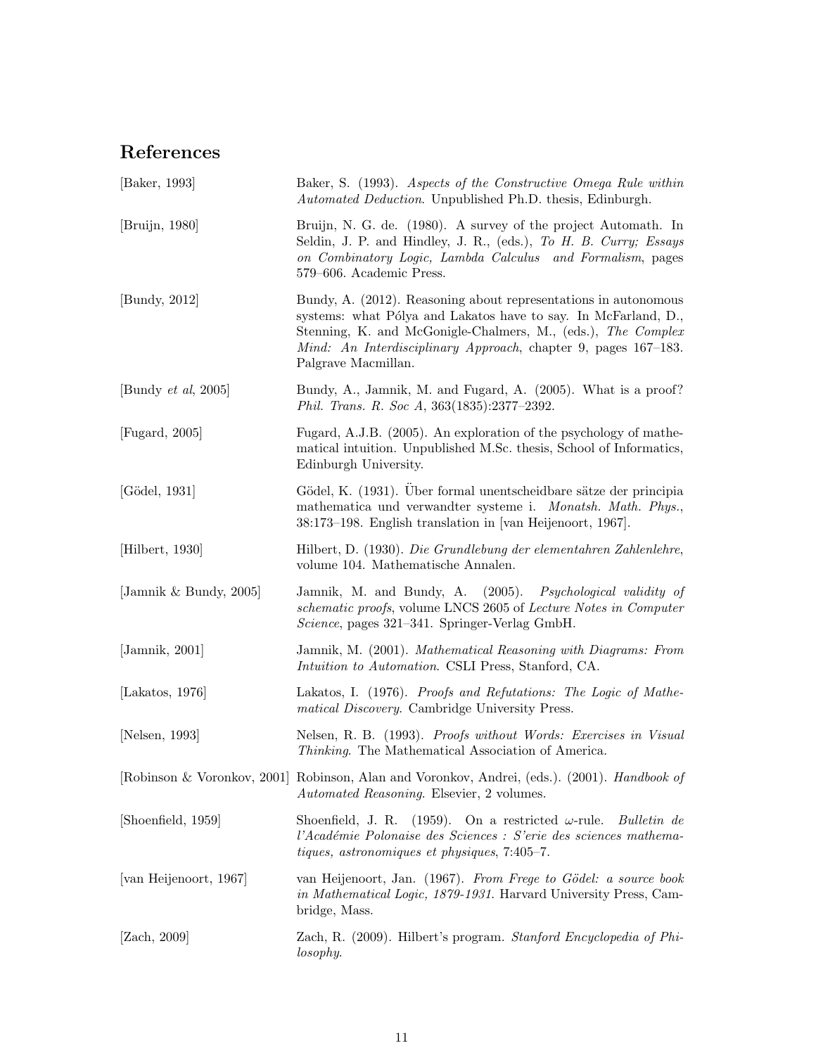## References

[Baker, 1993] Baker, S. (1993). *Aspects of the Constructive Omega Rule within Automated Deduction*. Unpublished Ph.D. thesis, Edinburgh.

[Bruijn, 1980] Bruijn, N. G. de. (1980). A survey of the project Automath. In Seldin, J. P. and Hindley, J. R., (eds.), *To H. B. Curry; Essays on Combinatory Logic, Lambda Calculus and Formalism*, pages 579–606. Academic Press.

[Bundy, 2012] Bundy, A. (2012). Reasoning about representations in autonomous systems: what Pólya and Lakatos have to say. In McFarland, D., Stenning, K. and McGonigle-Chalmers, M., (eds.), *The Complex Mind: An Interdisciplinary Approach*, chapter 9, pages 167–183. Palgrave Macmillan.

[Bundy *et al*, 2005] Bundy, A., Jamnik, M. and Fugard, A. (2005). What is a proof? *Phil. Trans. R. Soc A*, 363(1835):2377–2392.

[Fugard, 2005] Fugard, A.J.B. (2005). An exploration of the psychology of mathematical intuition. Unpublished M.Sc. thesis, School of Informatics, Edinburgh University.

[Gödel, 1931] Gödel, K. (1931). Über formal unentscheidbare sätze der principia mathematica und verwandter systeme i. *Monatsh. Math. Phys.*, 38:173–198. English translation in [van Heijenoort, 1967].

[Hilbert, 1930] Hilbert, D. (1930). *Die Grundlebung der elementahren Zahlenlehre*, volume 104. Mathematische Annalen.

[Jamnik & Bundy, 2005] Jamnik, M. and Bundy, A. (2005). *Psychological validity of schematic proofs*, volume LNCS 2605 of *Lecture Notes in Computer Science*, pages 321–341. Springer-Verlag GmbH.

[Jamnik, 2001] Jamnik, M. (2001). *Mathematical Reasoning with Diagrams: From Intuition to Automation*. CSLI Press, Stanford, CA.

[Lakatos, 1976] Lakatos, I. (1976). *Proofs and Refutations: The Logic of Mathematical Discovery*. Cambridge University Press.

[Nelsen, 1993] Nelsen, R. B. (1993). *Proofs without Words: Exercises in Visual Thinking*. The Mathematical Association of America.

[Robinson & Voronkov, 2001] Robinson, Alan and Voronkov, Andrei, (eds.). (2001). *Handbook of Automated Reasoning*. Elsevier, 2 volumes.

[Shoenfield, 1959] Shoenfield, J. R. (1959). On a restricted $\omega$-rule. *Bulletin de l'Académie Polonaise des Sciences : S'erie des sciences mathematiques, astronomiques et physiques*, 7:405–7.

[van Heijenoort, 1967] van Heijenoort, Jan. (1967). *From Frege to Gödel: a source book in Mathematical Logic, 1879-1931.* Harvard University Press, Cambridge, Mass.

[Zach, 2009] Zach, R. (2009). Hilbert's program. *Stanford Encyclopedia of Philosophy*.